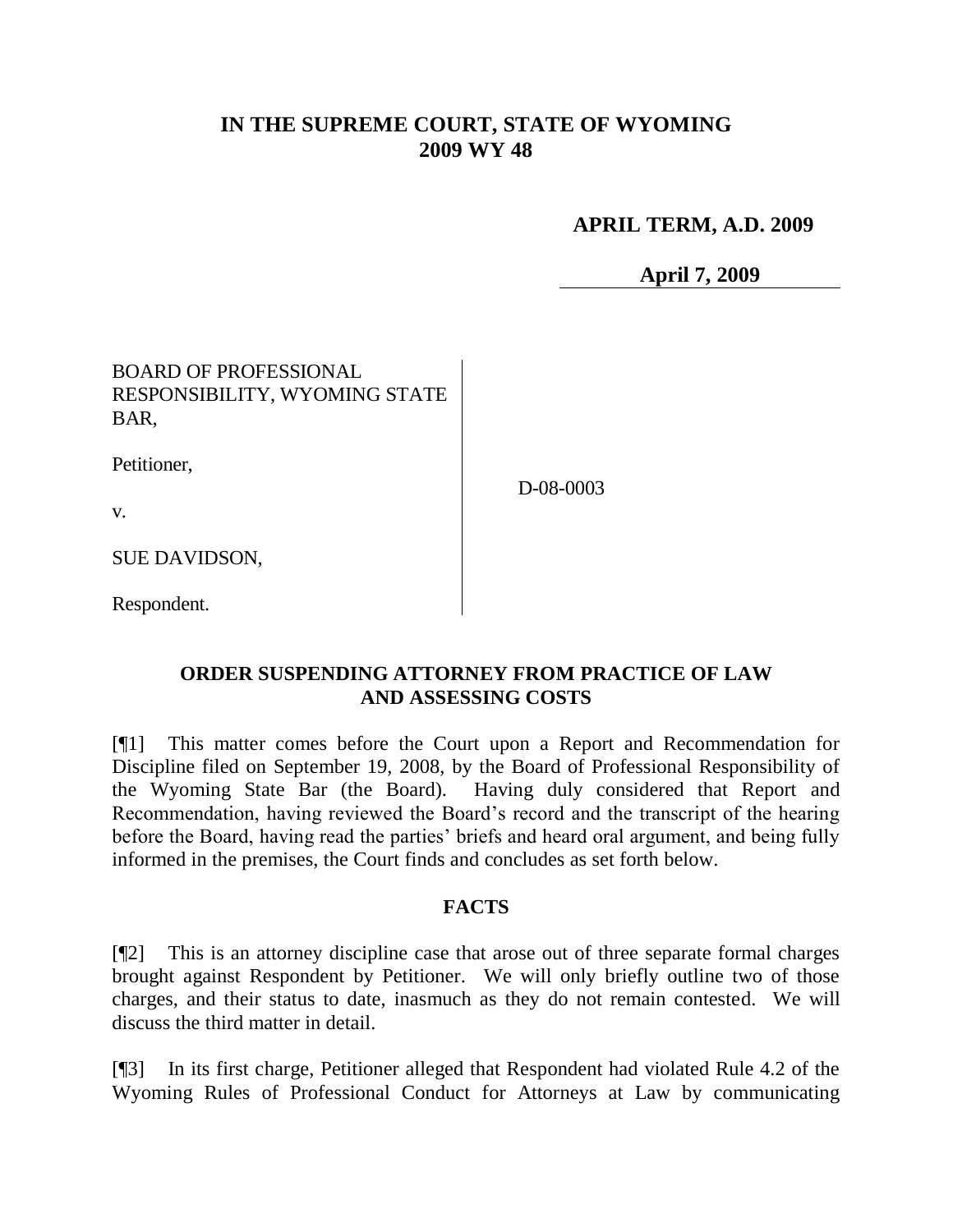# IN THE SUPREME COURT, STATE OF WYOMING
# 2009 WY 48

**APRIL TERM, A.D. 2009**

**April 7, 2009**

BOARD OF PROFESSIONAL RESPONSIBILITY, WYOMING STATE BAR,

Petitioner,

v.

SUE DAVIDSON,

Respondent.

D-08-0003

## ORDER SUSPENDING ATTORNEY FROM PRACTICE OF LAW AND ASSESSING COSTS

[¶1] This matter comes before the Court upon a Report and Recommendation for Discipline filed on September 19, 2008, by the Board of Professional Responsibility of the Wyoming State Bar (the Board). Having duly considered that Report and Recommendation, having reviewed the Board's record and the transcript of the hearing before the Board, having read the parties' briefs and heard oral argument, and being fully informed in the premises, the Court finds and concludes as set forth below.

## FACTS

[¶2] This is an attorney discipline case that arose out of three separate formal charges brought against Respondent by Petitioner. We will only briefly outline two of those charges, and their status to date, inasmuch as they do not remain contested. We will discuss the third matter in detail.

[¶3] In its first charge, Petitioner alleged that Respondent had violated Rule 4.2 of the Wyoming Rules of Professional Conduct for Attorneys at Law by communicating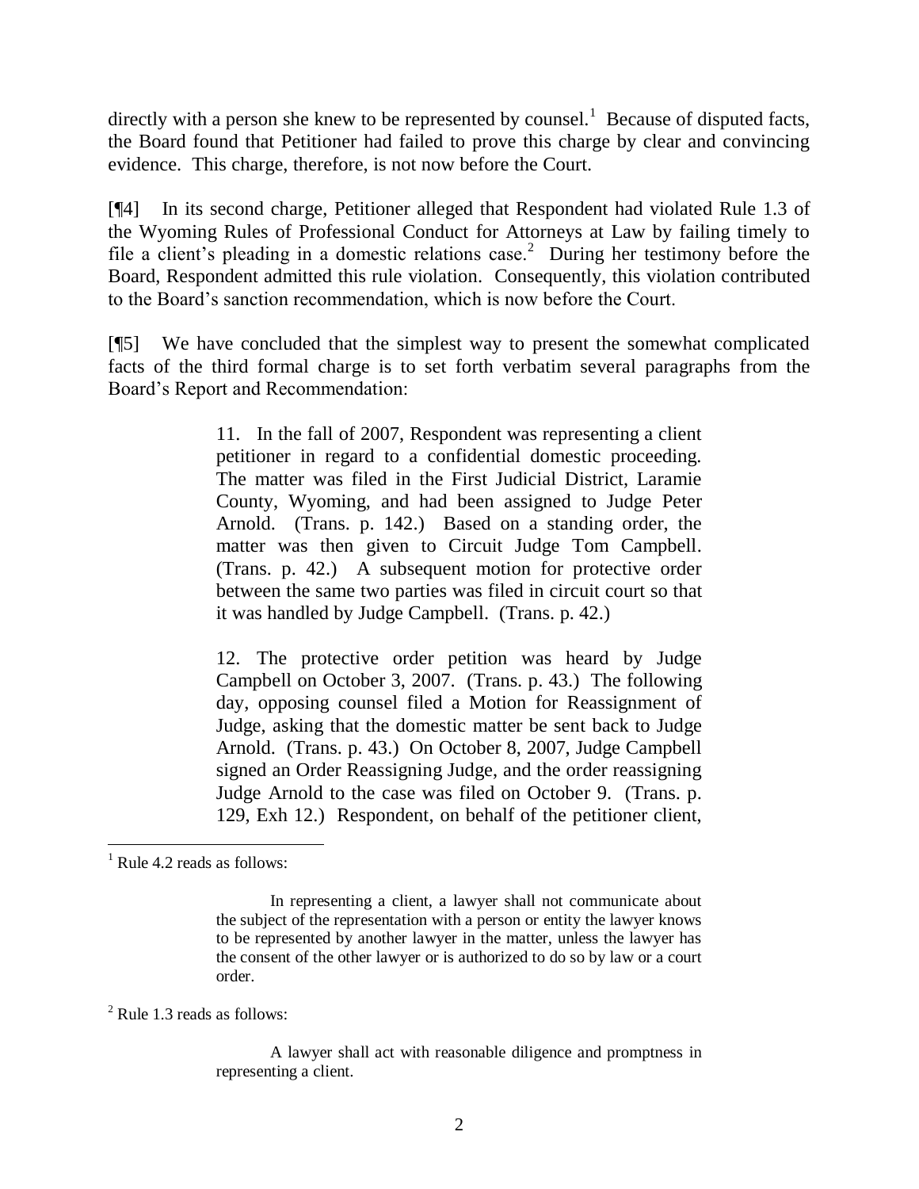directly with a person she knew to be represented by counsel.[1] Because of disputed facts, the Board found that Petitioner had failed to prove this charge by clear and convincing evidence. This charge, therefore, is not now before the Court.

[¶4] In its second charge, Petitioner alleged that Respondent had violated Rule 1.3 of the Wyoming Rules of Professional Conduct for Attorneys at Law by failing timely to file a client's pleading in a domestic relations case.[2] During her testimony before the Board, Respondent admitted this rule violation. Consequently, this violation contributed to the Board's sanction recommendation, which is now before the Court.

[¶5] We have concluded that the simplest way to present the somewhat complicated facts of the third formal charge is to set forth verbatim several paragraphs from the Board's Report and Recommendation:

> 11. In the fall of 2007, Respondent was representing a client petitioner in regard to a confidential domestic proceeding. The matter was filed in the First Judicial District, Laramie County, Wyoming, and had been assigned to Judge Peter Arnold. (Trans. p. 142.) Based on a standing order, the matter was then given to Circuit Judge Tom Campbell. (Trans. p. 42.) A subsequent motion for protective order between the same two parties was filed in circuit court so that it was handled by Judge Campbell. (Trans. p. 42.)
>
> 12. The protective order petition was heard by Judge Campbell on October 3, 2007. (Trans. p. 43.) The following day, opposing counsel filed a Motion for Reassignment of Judge, asking that the domestic matter be sent back to Judge Arnold. (Trans. p. 43.) On October 8, 2007, Judge Campbell signed an Order Reassigning Judge, and the order reassigning Judge Arnold to the case was filed on October 9. (Trans. p. 129, Exh 12.) Respondent, on behalf of the petitioner client,

---

[1] Rule 4.2 reads as follows:

> In representing a client, a lawyer shall not communicate about the subject of the representation with a person or entity the lawyer knows to be represented by another lawyer in the matter, unless the lawyer has the consent of the other lawyer or is authorized to do so by law or a court order.

[2] Rule 1.3 reads as follows:

> A lawyer shall act with reasonable diligence and promptness in representing a client.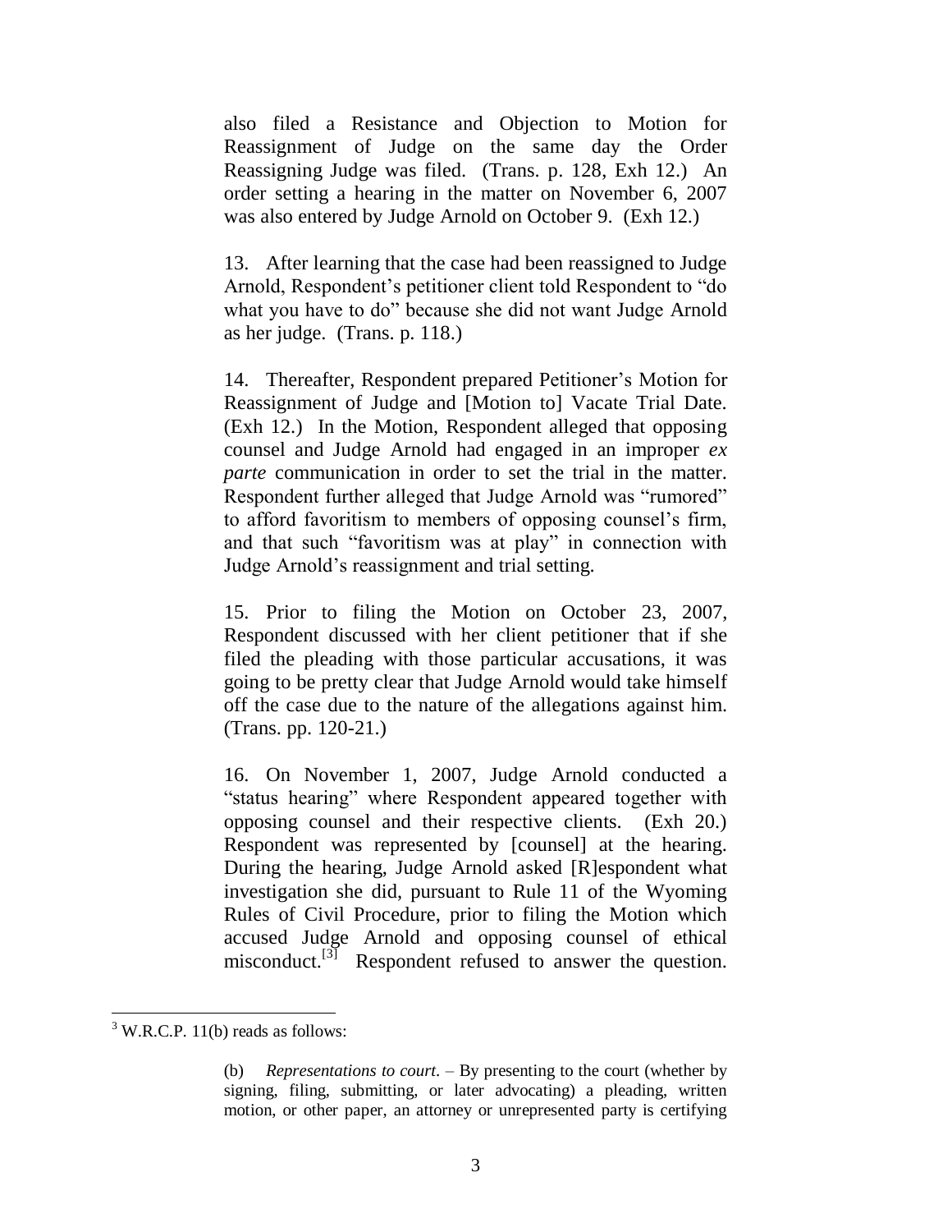also filed a Resistance and Objection to Motion for Reassignment of Judge on the same day the Order Reassigning Judge was filed. (Trans. p. 128, Exh 12.) An order setting a hearing in the matter on November 6, 2007 was also entered by Judge Arnold on October 9. (Exh 12.)

13. After learning that the case had been reassigned to Judge Arnold, Respondent's petitioner client told Respondent to "do what you have to do" because she did not want Judge Arnold as her judge. (Trans. p. 118.)

14. Thereafter, Respondent prepared Petitioner's Motion for Reassignment of Judge and [Motion to] Vacate Trial Date. (Exh 12.) In the Motion, Respondent alleged that opposing counsel and Judge Arnold had engaged in an improper *ex parte* communication in order to set the trial in the matter. Respondent further alleged that Judge Arnold was "rumored" to afford favoritism to members of opposing counsel's firm, and that such "favoritism was at play" in connection with Judge Arnold's reassignment and trial setting.

15. Prior to filing the Motion on October 23, 2007, Respondent discussed with her client petitioner that if she filed the pleading with those particular accusations, it was going to be pretty clear that Judge Arnold would take himself off the case due to the nature of the allegations against him. (Trans. pp. 120-21.)

16. On November 1, 2007, Judge Arnold conducted a "status hearing" where Respondent appeared together with opposing counsel and their respective clients. (Exh 20.) Respondent was represented by [counsel] at the hearing. During the hearing, Judge Arnold asked [R]espondent what investigation she did, pursuant to Rule 11 of the Wyoming Rules of Civil Procedure, prior to filing the Motion which accused Judge Arnold and opposing counsel of ethical misconduct.[3] Respondent refused to answer the question.

---

[3] W.R.C.P. 11(b) reads as follows:

> (b) *Representations to court*. – By presenting to the court (whether by signing, filing, submitting, or later advocating) a pleading, written motion, or other paper, an attorney or unrepresented party is certifying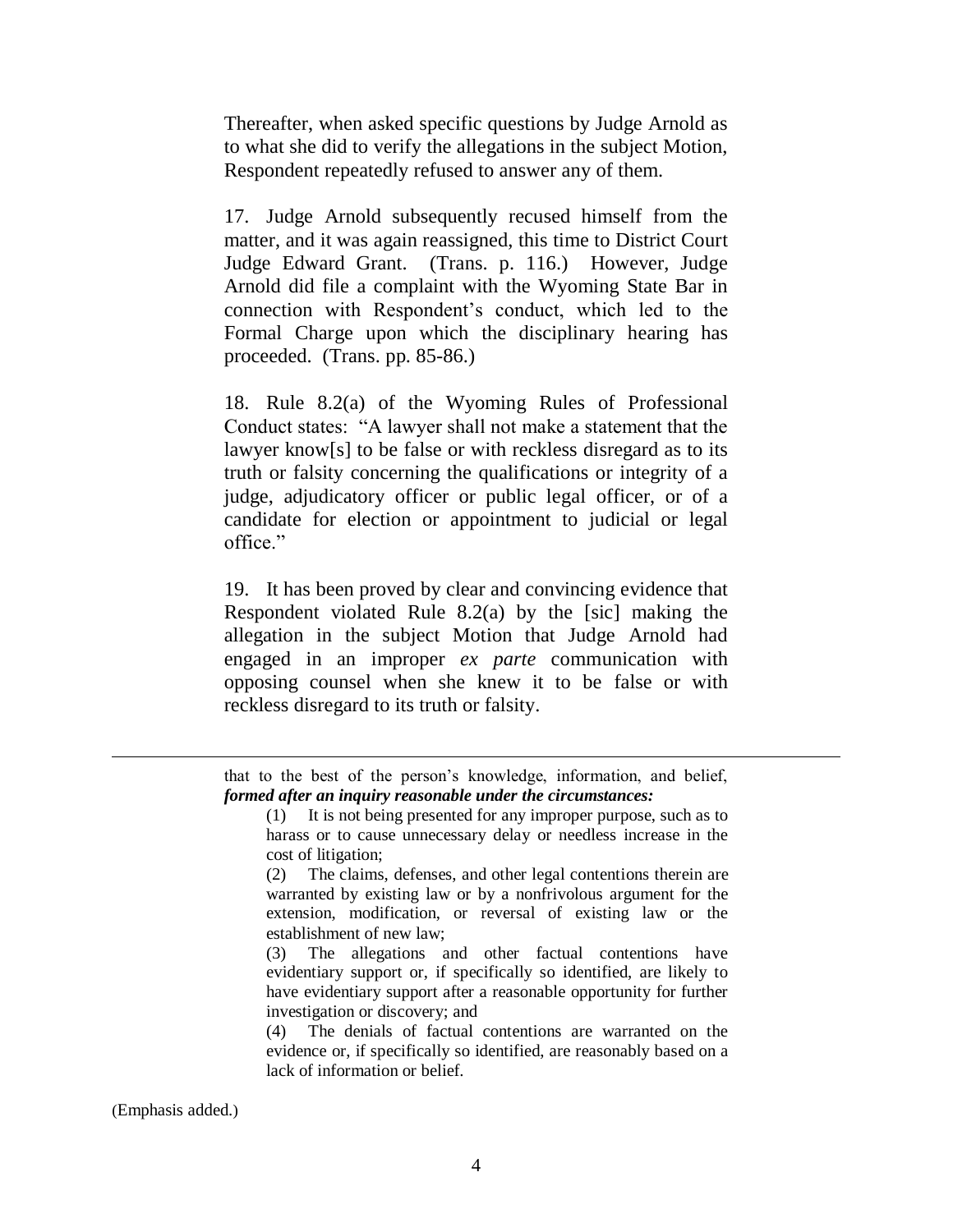Thereafter, when asked specific questions by Judge Arnold as to what she did to verify the allegations in the subject Motion, Respondent repeatedly refused to answer any of them.

17. Judge Arnold subsequently recused himself from the matter, and it was again reassigned, this time to District Court Judge Edward Grant. (Trans. p. 116.) However, Judge Arnold did file a complaint with the Wyoming State Bar in connection with Respondent's conduct, which led to the Formal Charge upon which the disciplinary hearing has proceeded. (Trans. pp. 85-86.)

18. Rule 8.2(a) of the Wyoming Rules of Professional Conduct states: "A lawyer shall not make a statement that the lawyer know[s] to be false or with reckless disregard as to its truth or falsity concerning the qualifications or integrity of a judge, adjudicatory officer or public legal officer, or of a candidate for election or appointment to judicial or legal office."

19. It has been proved by clear and convincing evidence that Respondent violated Rule 8.2(a) by the [sic] making the allegation in the subject Motion that Judge Arnold had engaged in an improper *ex parte* communication with opposing counsel when she knew it to be false or with reckless disregard to its truth or falsity.

---

that to the best of the person's knowledge, information, and belief, ***formed after an inquiry reasonable under the circumstances:***

(1) It is not being presented for any improper purpose, such as to harass or to cause unnecessary delay or needless increase in the cost of litigation;

(2) The claims, defenses, and other legal contentions therein are warranted by existing law or by a nonfrivolous argument for the extension, modification, or reversal of existing law or the establishment of new law;

(3) The allegations and other factual contentions have evidentiary support or, if specifically so identified, are likely to have evidentiary support after a reasonable opportunity for further investigation or discovery; and

(4) The denials of factual contentions are warranted on the evidence or, if specifically so identified, are reasonably based on a lack of information or belief.

(Emphasis added.)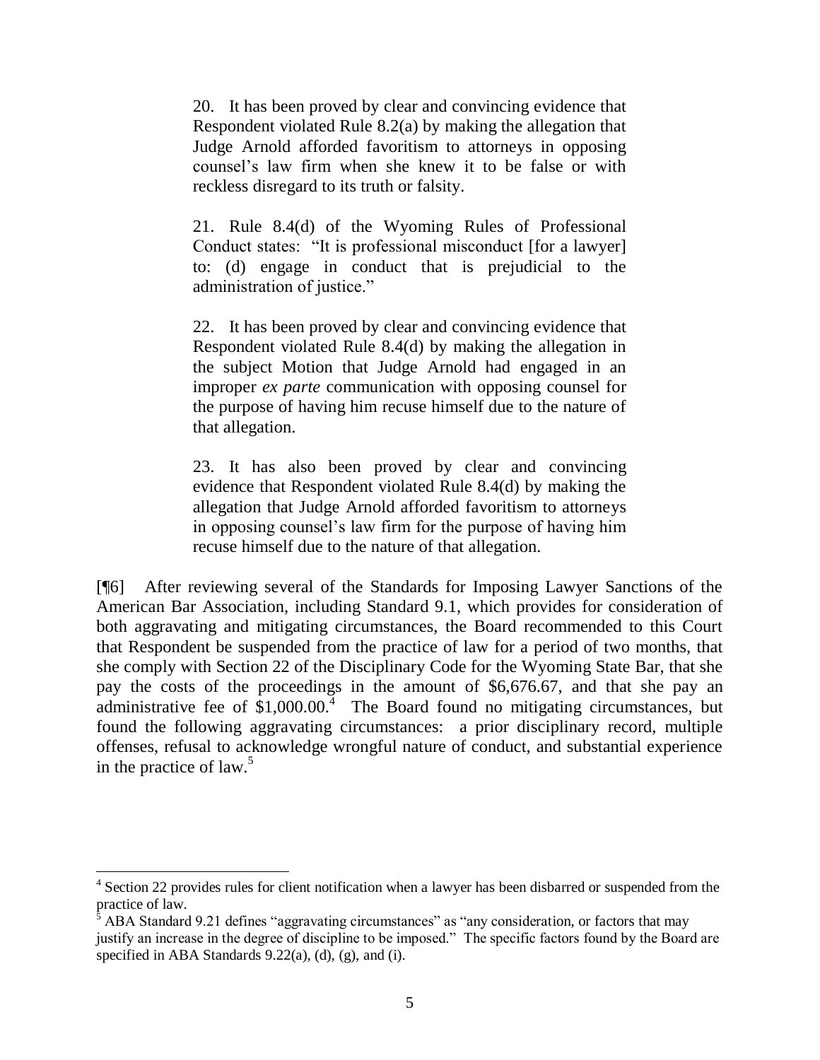> 20. It has been proved by clear and convincing evidence that Respondent violated Rule 8.2(a) by making the allegation that Judge Arnold afforded favoritism to attorneys in opposing counsel's law firm when she knew it to be false or with reckless disregard to its truth or falsity.
>
> 21. Rule 8.4(d) of the Wyoming Rules of Professional Conduct states: "It is professional misconduct [for a lawyer] to: (d) engage in conduct that is prejudicial to the administration of justice."
>
> 22. It has been proved by clear and convincing evidence that Respondent violated Rule 8.4(d) by making the allegation in the subject Motion that Judge Arnold had engaged in an improper *ex parte* communication with opposing counsel for the purpose of having him recuse himself due to the nature of that allegation.
>
> 23. It has also been proved by clear and convincing evidence that Respondent violated Rule 8.4(d) by making the allegation that Judge Arnold afforded favoritism to attorneys in opposing counsel's law firm for the purpose of having him recuse himself due to the nature of that allegation.

[¶6] After reviewing several of the Standards for Imposing Lawyer Sanctions of the American Bar Association, including Standard 9.1, which provides for consideration of both aggravating and mitigating circumstances, the Board recommended to this Court that Respondent be suspended from the practice of law for a period of two months, that she comply with Section 22 of the Disciplinary Code for the Wyoming State Bar, that she pay the costs of the proceedings in the amount of $6,676.67, and that she pay an administrative fee of $1,000.00.[4] The Board found no mitigating circumstances, but found the following aggravating circumstances: a prior disciplinary record, multiple offenses, refusal to acknowledge wrongful nature of conduct, and substantial experience in the practice of law.[5]

---

[4] Section 22 provides rules for client notification when a lawyer has been disbarred or suspended from the practice of law.

[5] ABA Standard 9.21 defines "aggravating circumstances" as "any consideration, or factors that may justify an increase in the degree of discipline to be imposed." The specific factors found by the Board are specified in ABA Standards 9.22(a), (d), (g), and (i).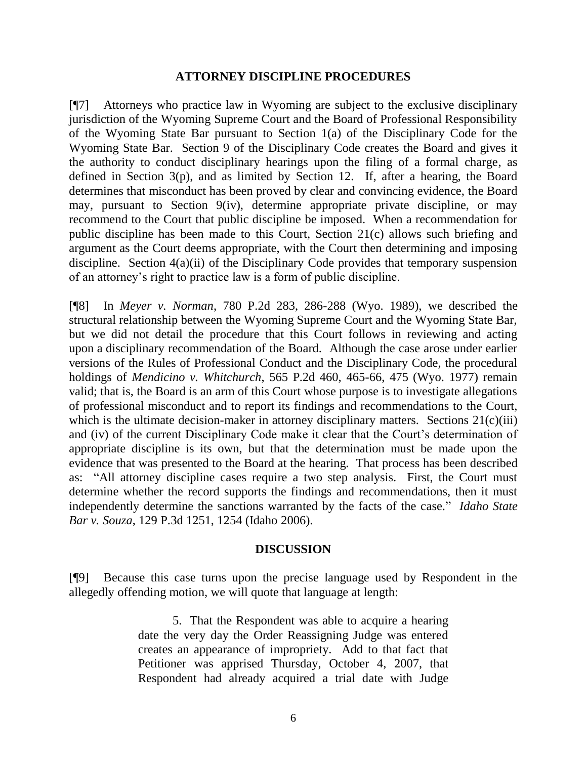## ATTORNEY DISCIPLINE PROCEDURES

[¶7] Attorneys who practice law in Wyoming are subject to the exclusive disciplinary jurisdiction of the Wyoming Supreme Court and the Board of Professional Responsibility of the Wyoming State Bar pursuant to Section 1(a) of the Disciplinary Code for the Wyoming State Bar. Section 9 of the Disciplinary Code creates the Board and gives it the authority to conduct disciplinary hearings upon the filing of a formal charge, as defined in Section 3(p), and as limited by Section 12. If, after a hearing, the Board determines that misconduct has been proved by clear and convincing evidence, the Board may, pursuant to Section 9(iv), determine appropriate private discipline, or may recommend to the Court that public discipline be imposed. When a recommendation for public discipline has been made to this Court, Section 21(c) allows such briefing and argument as the Court deems appropriate, with the Court then determining and imposing discipline. Section 4(a)(ii) of the Disciplinary Code provides that temporary suspension of an attorney's right to practice law is a form of public discipline.

[¶8] In *Meyer v. Norman*, 780 P.2d 283, 286-288 (Wyo. 1989), we described the structural relationship between the Wyoming Supreme Court and the Wyoming State Bar, but we did not detail the procedure that this Court follows in reviewing and acting upon a disciplinary recommendation of the Board. Although the case arose under earlier versions of the Rules of Professional Conduct and the Disciplinary Code, the procedural holdings of *Mendicino v. Whitchurch*, 565 P.2d 460, 465-66, 475 (Wyo. 1977) remain valid; that is, the Board is an arm of this Court whose purpose is to investigate allegations of professional misconduct and to report its findings and recommendations to the Court, which is the ultimate decision-maker in attorney disciplinary matters. Sections 21(c)(iii) and (iv) of the current Disciplinary Code make it clear that the Court's determination of appropriate discipline is its own, but that the determination must be made upon the evidence that was presented to the Board at the hearing. That process has been described as: "All attorney discipline cases require a two step analysis. First, the Court must determine whether the record supports the findings and recommendations, then it must independently determine the sanctions warranted by the facts of the case." *Idaho State Bar v. Souza*, 129 P.3d 1251, 1254 (Idaho 2006).

## DISCUSSION

[¶9] Because this case turns upon the precise language used by Respondent in the allegedly offending motion, we will quote that language at length:

> 5. That the Respondent was able to acquire a hearing date the very day the Order Reassigning Judge was entered creates an appearance of impropriety. Add to that fact that Petitioner was apprised Thursday, October 4, 2007, that Respondent had already acquired a trial date with Judge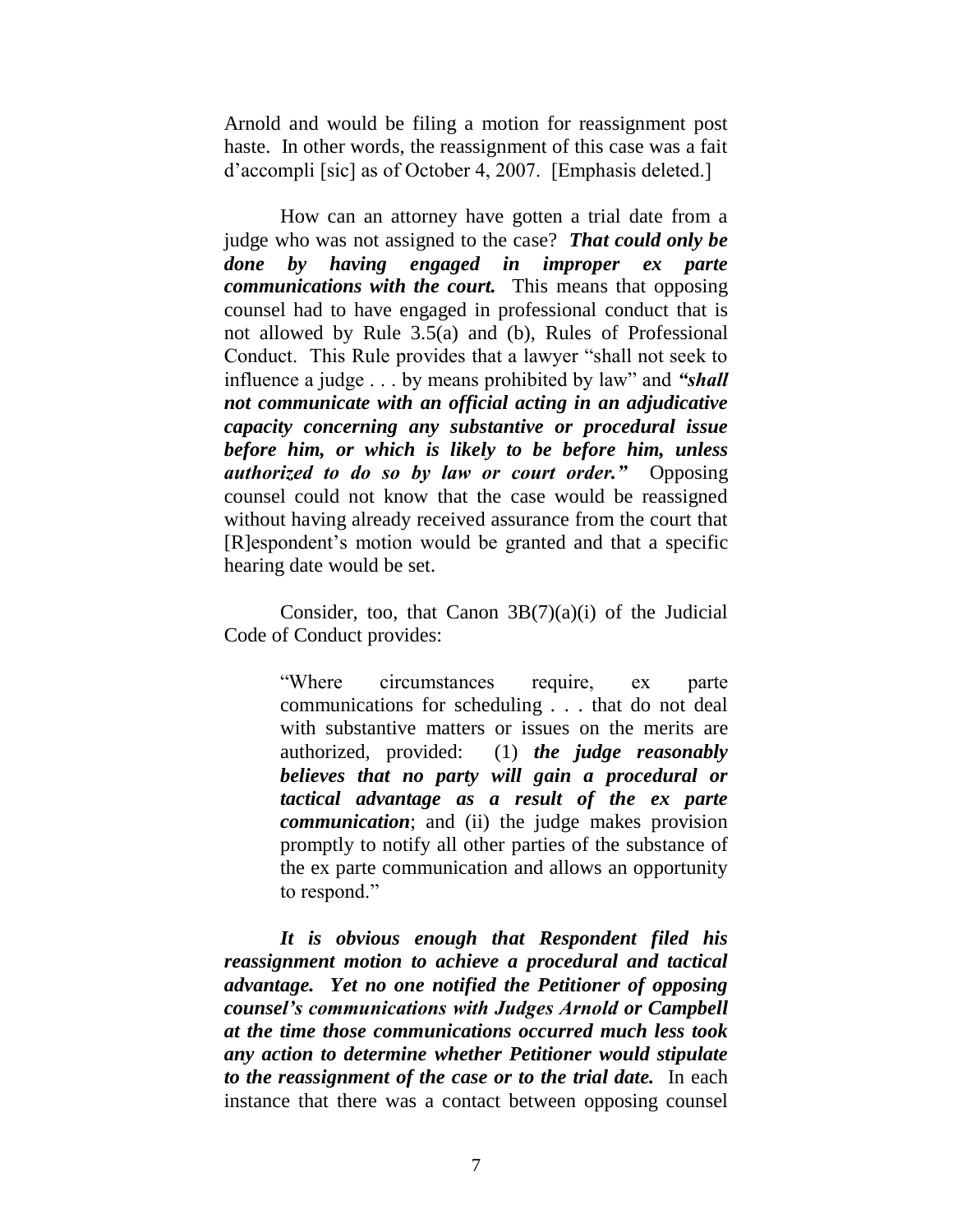Arnold and would be filing a motion for reassignment post haste. In other words, the reassignment of this case was a fait d'accompli [sic] as of October 4, 2007. [Emphasis deleted.]

How can an attorney have gotten a trial date from a judge who was not assigned to the case? ***That could only be done by having engaged in improper ex parte communications with the court.*** This means that opposing counsel had to have engaged in professional conduct that is not allowed by Rule 3.5(a) and (b), Rules of Professional Conduct. This Rule provides that a lawyer "shall not seek to influence a judge . . . by means prohibited by law" and ***"shall not communicate with an official acting in an adjudicative capacity concerning any substantive or procedural issue before him, or which is likely to be before him, unless authorized to do so by law or court order."*** Opposing counsel could not know that the case would be reassigned without having already received assurance from the court that [R]espondent's motion would be granted and that a specific hearing date would be set.

Consider, too, that Canon 3B(7)(a)(i) of the Judicial Code of Conduct provides:

> "Where circumstances require, ex parte communications for scheduling . . . that do not deal with substantive matters or issues on the merits are authorized, provided: (1) ***the judge reasonably believes that no party will gain a procedural or tactical advantage as a result of the ex parte communication***; and (ii) the judge makes provision promptly to notify all other parties of the substance of the ex parte communication and allows an opportunity to respond."

***It is obvious enough that Respondent filed his reassignment motion to achieve a procedural and tactical advantage. Yet no one notified the Petitioner of opposing counsel's communications with Judges Arnold or Campbell at the time those communications occurred much less took any action to determine whether Petitioner would stipulate to the reassignment of the case or to the trial date.*** In each instance that there was a contact between opposing counsel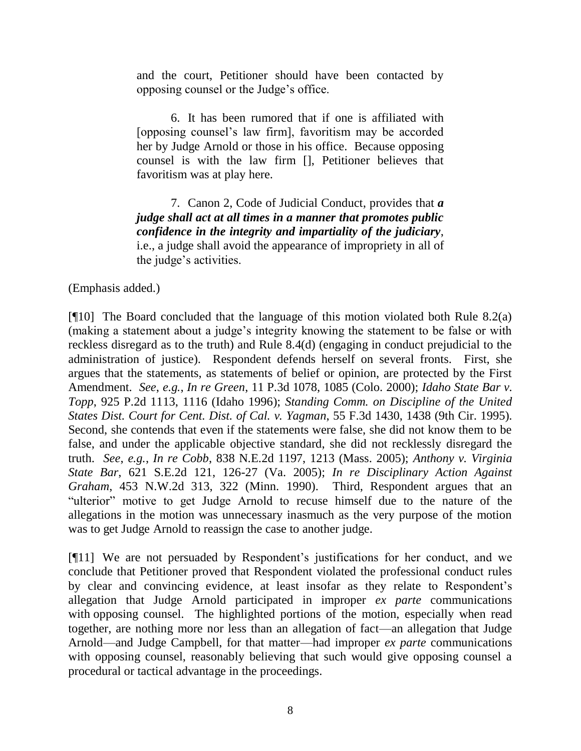> and the court, Petitioner should have been contacted by opposing counsel or the Judge's office.
>
> 6. It has been rumored that if one is affiliated with [opposing counsel's law firm], favoritism may be accorded her by Judge Arnold or those in his office. Because opposing counsel is with the law firm [], Petitioner believes that favoritism was at play here.
>
> 7. Canon 2, Code of Judicial Conduct, provides that ***a judge shall act at all times in a manner that promotes public confidence in the integrity and impartiality of the judiciary***, i.e., a judge shall avoid the appearance of impropriety in all of the judge's activities.

(Emphasis added.)

[¶10] The Board concluded that the language of this motion violated both Rule 8.2(a) (making a statement about a judge's integrity knowing the statement to be false or with reckless disregard as to the truth) and Rule 8.4(d) (engaging in conduct prejudicial to the administration of justice). Respondent defends herself on several fronts. First, she argues that the statements, as statements of belief or opinion, are protected by the First Amendment. *See, e.g., In re Green*, 11 P.3d 1078, 1085 (Colo. 2000); *Idaho State Bar v. Topp*, 925 P.2d 1113, 1116 (Idaho 1996); *Standing Comm. on Discipline of the United States Dist. Court for Cent. Dist. of Cal. v. Yagman*, 55 F.3d 1430, 1438 (9th Cir. 1995). Second, she contends that even if the statements were false, she did not know them to be false, and under the applicable objective standard, she did not recklessly disregard the truth. *See, e.g., In re Cobb*, 838 N.E.2d 1197, 1213 (Mass. 2005); *Anthony v. Virginia State Bar*, 621 S.E.2d 121, 126-27 (Va. 2005); *In re Disciplinary Action Against Graham*, 453 N.W.2d 313, 322 (Minn. 1990). Third, Respondent argues that an "ulterior" motive to get Judge Arnold to recuse himself due to the nature of the allegations in the motion was unnecessary inasmuch as the very purpose of the motion was to get Judge Arnold to reassign the case to another judge.

[¶11] We are not persuaded by Respondent's justifications for her conduct, and we conclude that Petitioner proved that Respondent violated the professional conduct rules by clear and convincing evidence, at least insofar as they relate to Respondent's allegation that Judge Arnold participated in improper *ex parte* communications with opposing counsel. The highlighted portions of the motion, especially when read together, are nothing more nor less than an allegation of fact—an allegation that Judge Arnold—and Judge Campbell, for that matter—had improper *ex parte* communications with opposing counsel, reasonably believing that such would give opposing counsel a procedural or tactical advantage in the proceedings.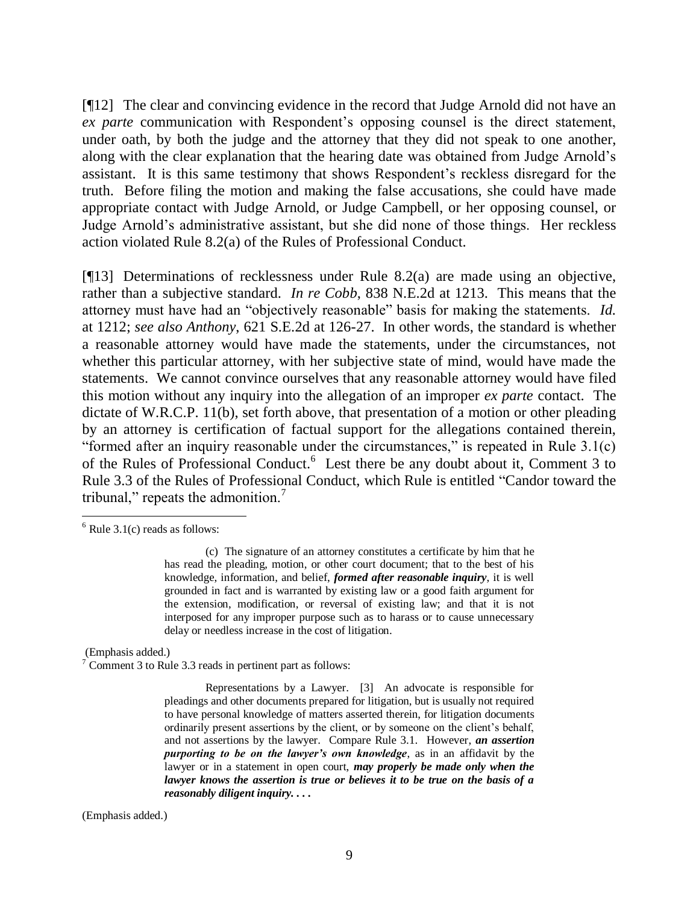[¶12] The clear and convincing evidence in the record that Judge Arnold did not have an *ex parte* communication with Respondent's opposing counsel is the direct statement, under oath, by both the judge and the attorney that they did not speak to one another, along with the clear explanation that the hearing date was obtained from Judge Arnold's assistant. It is this same testimony that shows Respondent's reckless disregard for the truth. Before filing the motion and making the false accusations, she could have made appropriate contact with Judge Arnold, or Judge Campbell, or her opposing counsel, or Judge Arnold's administrative assistant, but she did none of those things. Her reckless action violated Rule 8.2(a) of the Rules of Professional Conduct.

[¶13] Determinations of recklessness under Rule 8.2(a) are made using an objective, rather than a subjective standard. *In re Cobb*, 838 N.E.2d at 1213. This means that the attorney must have had an "objectively reasonable" basis for making the statements. *Id.* at 1212; *see also Anthony*, 621 S.E.2d at 126-27. In other words, the standard is whether a reasonable attorney would have made the statements, under the circumstances, not whether this particular attorney, with her subjective state of mind, would have made the statements. We cannot convince ourselves that any reasonable attorney would have filed this motion without any inquiry into the allegation of an improper *ex parte* contact. The dictate of W.R.C.P. 11(b), set forth above, that presentation of a motion or other pleading by an attorney is certification of factual support for the allegations contained therein, "formed after an inquiry reasonable under the circumstances," is repeated in Rule 3.1(c) of the Rules of Professional Conduct.[6] Lest there be any doubt about it, Comment 3 to Rule 3.3 of the Rules of Professional Conduct, which Rule is entitled "Candor toward the tribunal," repeats the admonition.[7]

---

[6] Rule 3.1(c) reads as follows:

> (c) The signature of an attorney constitutes a certificate by him that he has read the pleading, motion, or other court document; that to the best of his knowledge, information, and belief, ***formed after reasonable inquiry***, it is well grounded in fact and is warranted by existing law or a good faith argument for the extension, modification, or reversal of existing law; and that it is not interposed for any improper purpose such as to harass or to cause unnecessary delay or needless increase in the cost of litigation.

(Emphasis added.)

[7] Comment 3 to Rule 3.3 reads in pertinent part as follows:

> Representations by a Lawyer. [3] An advocate is responsible for pleadings and other documents prepared for litigation, but is usually not required to have personal knowledge of matters asserted therein, for litigation documents ordinarily present assertions by the client, or by someone on the client's behalf, and not assertions by the lawyer. Compare Rule 3.1. However, ***an assertion purporting to be on the lawyer's own knowledge***, as in an affidavit by the lawyer or in a statement in open court, ***may properly be made only when the lawyer knows the assertion is true or believes it to be true on the basis of a reasonably diligent inquiry. . . .***

(Emphasis added.)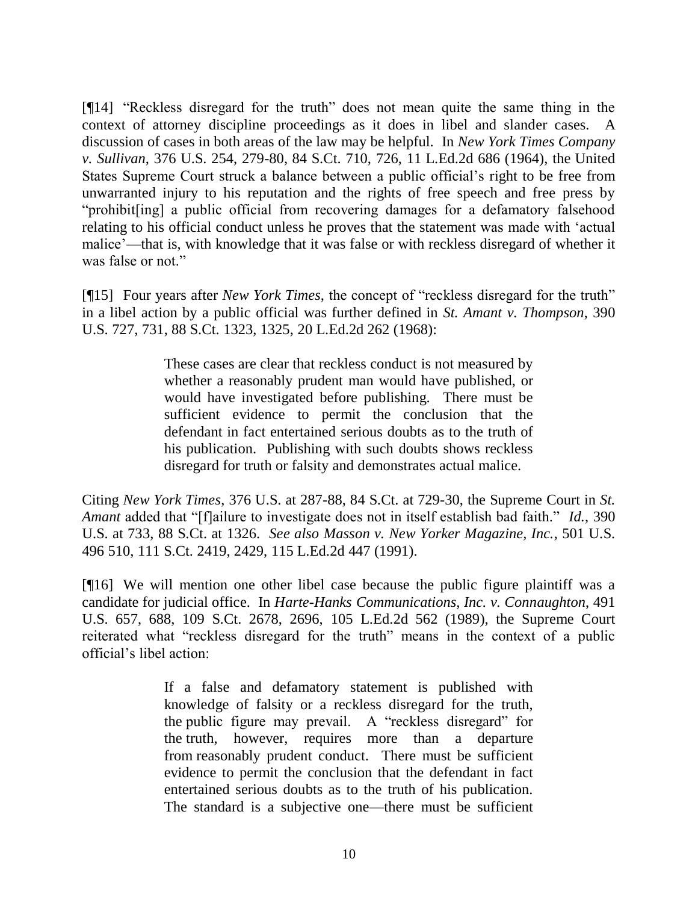[¶14] "Reckless disregard for the truth" does not mean quite the same thing in the context of attorney discipline proceedings as it does in libel and slander cases. A discussion of cases in both areas of the law may be helpful. In *New York Times Company v. Sullivan*, 376 U.S. 254, 279-80, 84 S.Ct. 710, 726, 11 L.Ed.2d 686 (1964), the United States Supreme Court struck a balance between a public official's right to be free from unwarranted injury to his reputation and the rights of free speech and free press by "prohibit[ing] a public official from recovering damages for a defamatory falsehood relating to his official conduct unless he proves that the statement was made with 'actual malice'—that is, with knowledge that it was false or with reckless disregard of whether it was false or not."

[¶15] Four years after *New York Times*, the concept of "reckless disregard for the truth" in a libel action by a public official was further defined in *St. Amant v. Thompson*, 390 U.S. 727, 731, 88 S.Ct. 1323, 1325, 20 L.Ed.2d 262 (1968):

> These cases are clear that reckless conduct is not measured by whether a reasonably prudent man would have published, or would have investigated before publishing. There must be sufficient evidence to permit the conclusion that the defendant in fact entertained serious doubts as to the truth of his publication. Publishing with such doubts shows reckless disregard for truth or falsity and demonstrates actual malice.

Citing *New York Times*, 376 U.S. at 287-88, 84 S.Ct. at 729-30, the Supreme Court in *St. Amant* added that "[f]ailure to investigate does not in itself establish bad faith." *Id.*, 390 U.S. at 733, 88 S.Ct. at 1326. *See also Masson v. New Yorker Magazine, Inc.*, 501 U.S. 496 510, 111 S.Ct. 2419, 2429, 115 L.Ed.2d 447 (1991).

[¶16] We will mention one other libel case because the public figure plaintiff was a candidate for judicial office. In *Harte-Hanks Communications, Inc. v. Connaughton*, 491 U.S. 657, 688, 109 S.Ct. 2678, 2696, 105 L.Ed.2d 562 (1989), the Supreme Court reiterated what "reckless disregard for the truth" means in the context of a public official's libel action:

> If a false and defamatory statement is published with knowledge of falsity or a reckless disregard for the truth, the public figure may prevail. A "reckless disregard" for the truth, however, requires more than a departure from reasonably prudent conduct. There must be sufficient evidence to permit the conclusion that the defendant in fact entertained serious doubts as to the truth of his publication. The standard is a subjective one—there must be sufficient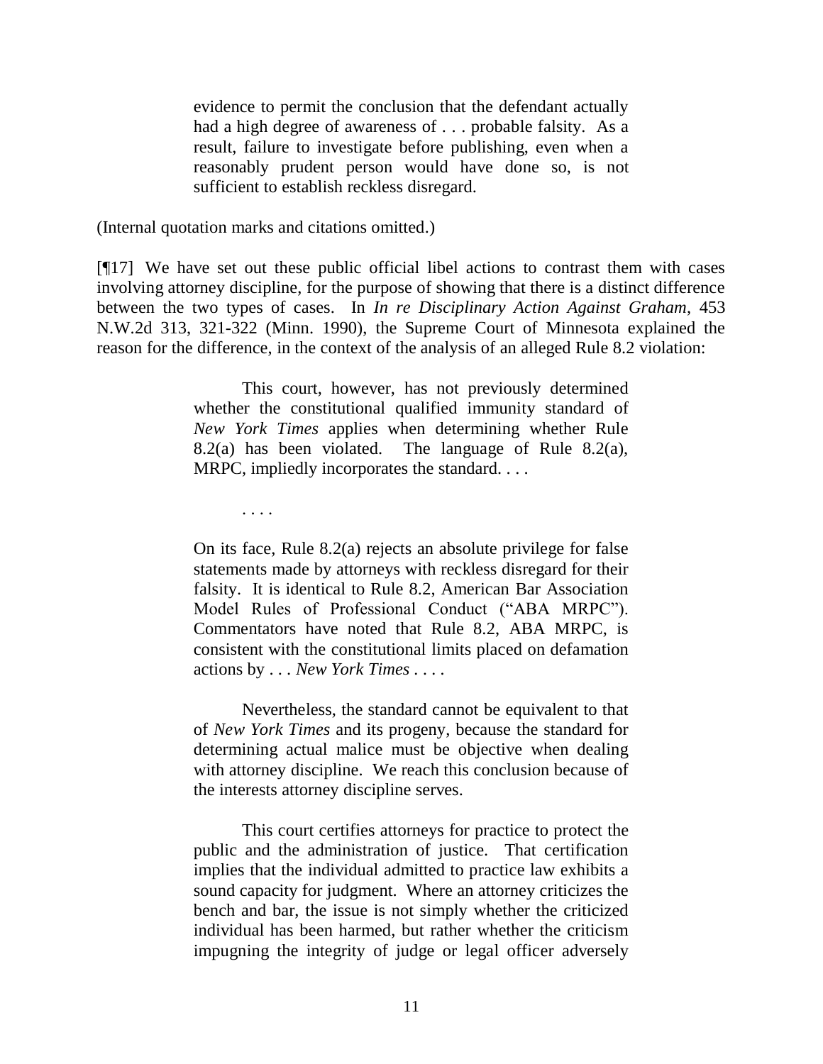> evidence to permit the conclusion that the defendant actually had a high degree of awareness of . . . probable falsity. As a result, failure to investigate before publishing, even when a reasonably prudent person would have done so, is not sufficient to establish reckless disregard.

(Internal quotation marks and citations omitted.)

[¶17] We have set out these public official libel actions to contrast them with cases involving attorney discipline, for the purpose of showing that there is a distinct difference between the two types of cases. In *In re Disciplinary Action Against Graham*, 453 N.W.2d 313, 321-322 (Minn. 1990), the Supreme Court of Minnesota explained the reason for the difference, in the context of the analysis of an alleged Rule 8.2 violation:

> This court, however, has not previously determined whether the constitutional qualified immunity standard of *New York Times* applies when determining whether Rule 8.2(a) has been violated. The language of Rule 8.2(a), MRPC, impliedly incorporates the standard. . . .
>
> . . . .
>
> On its face, Rule 8.2(a) rejects an absolute privilege for false statements made by attorneys with reckless disregard for their falsity. It is identical to Rule 8.2, American Bar Association Model Rules of Professional Conduct ("ABA MRPC"). Commentators have noted that Rule 8.2, ABA MRPC, is consistent with the constitutional limits placed on defamation actions by . . . *New York Times* . . . .
>
> Nevertheless, the standard cannot be equivalent to that of *New York Times* and its progeny, because the standard for determining actual malice must be objective when dealing with attorney discipline. We reach this conclusion because of the interests attorney discipline serves.
>
> This court certifies attorneys for practice to protect the public and the administration of justice. That certification implies that the individual admitted to practice law exhibits a sound capacity for judgment. Where an attorney criticizes the bench and bar, the issue is not simply whether the criticized individual has been harmed, but rather whether the criticism impugning the integrity of judge or legal officer adversely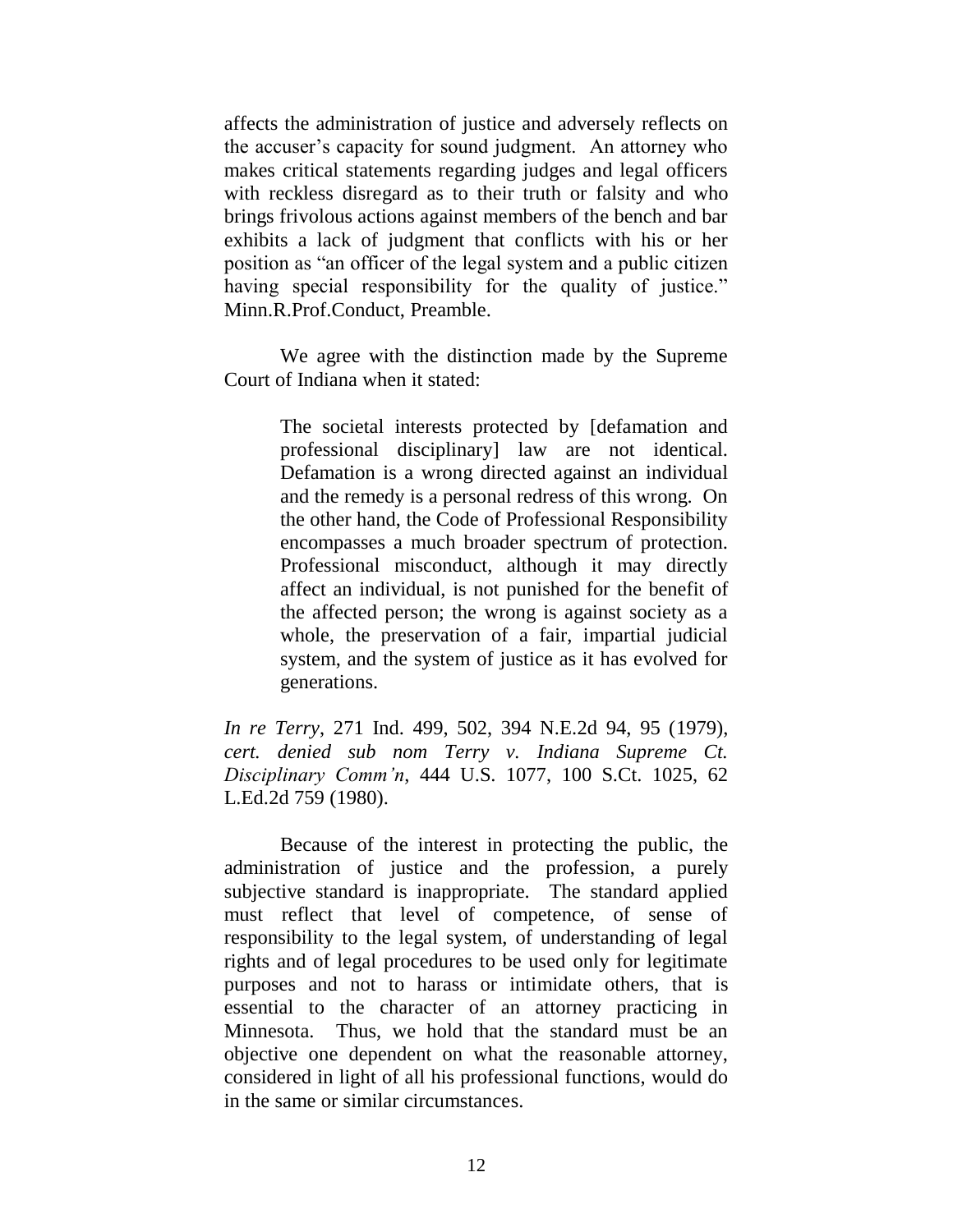affects the administration of justice and adversely reflects on the accuser's capacity for sound judgment. An attorney who makes critical statements regarding judges and legal officers with reckless disregard as to their truth or falsity and who brings frivolous actions against members of the bench and bar exhibits a lack of judgment that conflicts with his or her position as "an officer of the legal system and a public citizen having special responsibility for the quality of justice." Minn.R.Prof.Conduct, Preamble.

We agree with the distinction made by the Supreme Court of Indiana when it stated:

> The societal interests protected by [defamation and professional disciplinary] law are not identical. Defamation is a wrong directed against an individual and the remedy is a personal redress of this wrong. On the other hand, the Code of Professional Responsibility encompasses a much broader spectrum of protection. Professional misconduct, although it may directly affect an individual, is not punished for the benefit of the affected person; the wrong is against society as a whole, the preservation of a fair, impartial judicial system, and the system of justice as it has evolved for generations.

*In re Terry*, 271 Ind. 499, 502, 394 N.E.2d 94, 95 (1979), *cert. denied sub nom Terry v. Indiana Supreme Ct. Disciplinary Comm'n*, 444 U.S. 1077, 100 S.Ct. 1025, 62 L.Ed.2d 759 (1980).

Because of the interest in protecting the public, the administration of justice and the profession, a purely subjective standard is inappropriate. The standard applied must reflect that level of competence, of sense of responsibility to the legal system, of understanding of legal rights and of legal procedures to be used only for legitimate purposes and not to harass or intimidate others, that is essential to the character of an attorney practicing in Minnesota. Thus, we hold that the standard must be an objective one dependent on what the reasonable attorney, considered in light of all his professional functions, would do in the same or similar circumstances.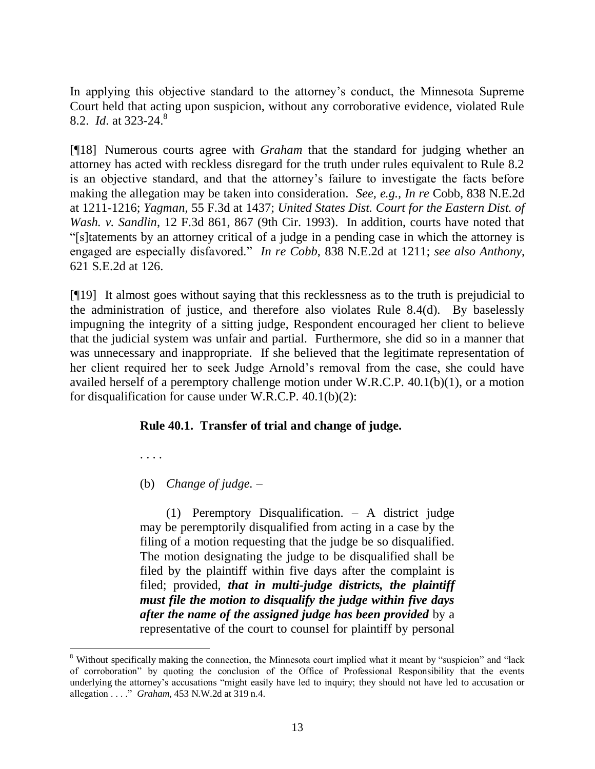In applying this objective standard to the attorney's conduct, the Minnesota Supreme Court held that acting upon suspicion, without any corroborative evidence, violated Rule 8.2. *Id*. at 323-24.[8]

[¶18] Numerous courts agree with *Graham* that the standard for judging whether an attorney has acted with reckless disregard for the truth under rules equivalent to Rule 8.2 is an objective standard, and that the attorney's failure to investigate the facts before making the allegation may be taken into consideration. *See, e.g., In re* Cobb, 838 N.E.2d at 1211-1216; *Yagman*, 55 F.3d at 1437; *United States Dist. Court for the Eastern Dist. of Wash. v. Sandlin*, 12 F.3d 861, 867 (9th Cir. 1993). In addition, courts have noted that "[s]tatements by an attorney critical of a judge in a pending case in which the attorney is engaged are especially disfavored." *In re Cobb*, 838 N.E.2d at 1211; *see also Anthony*, 621 S.E.2d at 126.

[¶19] It almost goes without saying that this recklessness as to the truth is prejudicial to the administration of justice, and therefore also violates Rule 8.4(d). By baselessly impugning the integrity of a sitting judge, Respondent encouraged her client to believe that the judicial system was unfair and partial. Furthermore, she did so in a manner that was unnecessary and inappropriate. If she believed that the legitimate representation of her client required her to seek Judge Arnold's removal from the case, she could have availed herself of a peremptory challenge motion under W.R.C.P. 40.1(b)(1), or a motion for disqualification for cause under W.R.C.P. 40.1(b)(2):

> **Rule 40.1. Transfer of trial and change of judge.**
>
> . . . .
>
> (b) *Change of judge.* –
>
> (1) Peremptory Disqualification. – A district judge may be peremptorily disqualified from acting in a case by the filing of a motion requesting that the judge be so disqualified. The motion designating the judge to be disqualified shall be filed by the plaintiff within five days after the complaint is filed; provided, ***that in multi-judge districts, the plaintiff must file the motion to disqualify the judge within five days after the name of the assigned judge has been provided*** by a representative of the court to counsel for plaintiff by personal

---

[8] Without specifically making the connection, the Minnesota court implied what it meant by "suspicion" and "lack of corroboration" by quoting the conclusion of the Office of Professional Responsibility that the events underlying the attorney's accusations "might easily have led to inquiry; they should not have led to accusation or allegation . . . ." *Graham*, 453 N.W.2d at 319 n.4.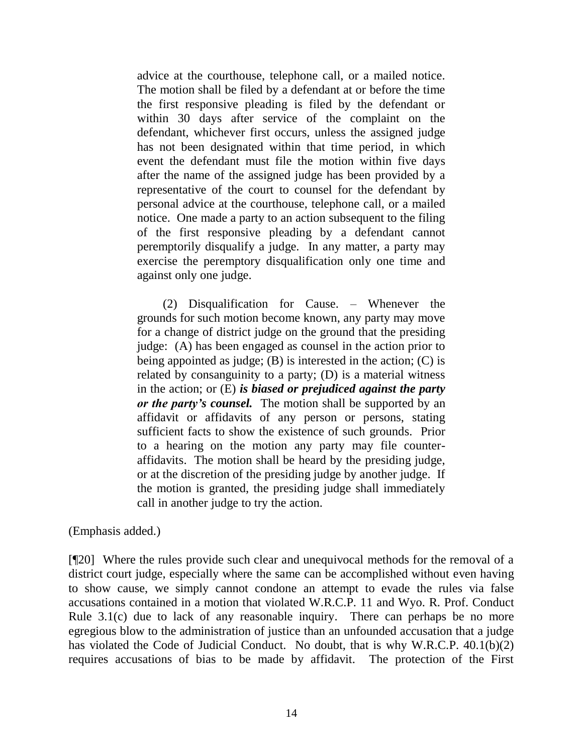> advice at the courthouse, telephone call, or a mailed notice. The motion shall be filed by a defendant at or before the time the first responsive pleading is filed by the defendant or within 30 days after service of the complaint on the defendant, whichever first occurs, unless the assigned judge has not been designated within that time period, in which event the defendant must file the motion within five days after the name of the assigned judge has been provided by a representative of the court to counsel for the defendant by personal advice at the courthouse, telephone call, or a mailed notice. One made a party to an action subsequent to the filing of the first responsive pleading by a defendant cannot peremptorily disqualify a judge. In any matter, a party may exercise the peremptory disqualification only one time and against only one judge.
>
> (2) Disqualification for Cause. – Whenever the grounds for such motion become known, any party may move for a change of district judge on the ground that the presiding judge: (A) has been engaged as counsel in the action prior to being appointed as judge; (B) is interested in the action; (C) is related by consanguinity to a party; (D) is a material witness in the action; or (E) ***is biased or prejudiced against the party or the party's counsel.*** The motion shall be supported by an affidavit or affidavits of any person or persons, stating sufficient facts to show the existence of such grounds. Prior to a hearing on the motion any party may file counter-affidavits. The motion shall be heard by the presiding judge, or at the discretion of the presiding judge by another judge. If the motion is granted, the presiding judge shall immediately call in another judge to try the action.

(Emphasis added.)

[¶20] Where the rules provide such clear and unequivocal methods for the removal of a district court judge, especially where the same can be accomplished without even having to show cause, we simply cannot condone an attempt to evade the rules via false accusations contained in a motion that violated W.R.C.P. 11 and Wyo. R. Prof. Conduct Rule 3.1(c) due to lack of any reasonable inquiry. There can perhaps be no more egregious blow to the administration of justice than an unfounded accusation that a judge has violated the Code of Judicial Conduct. No doubt, that is why W.R.C.P. 40.1(b)(2) requires accusations of bias to be made by affidavit. The protection of the First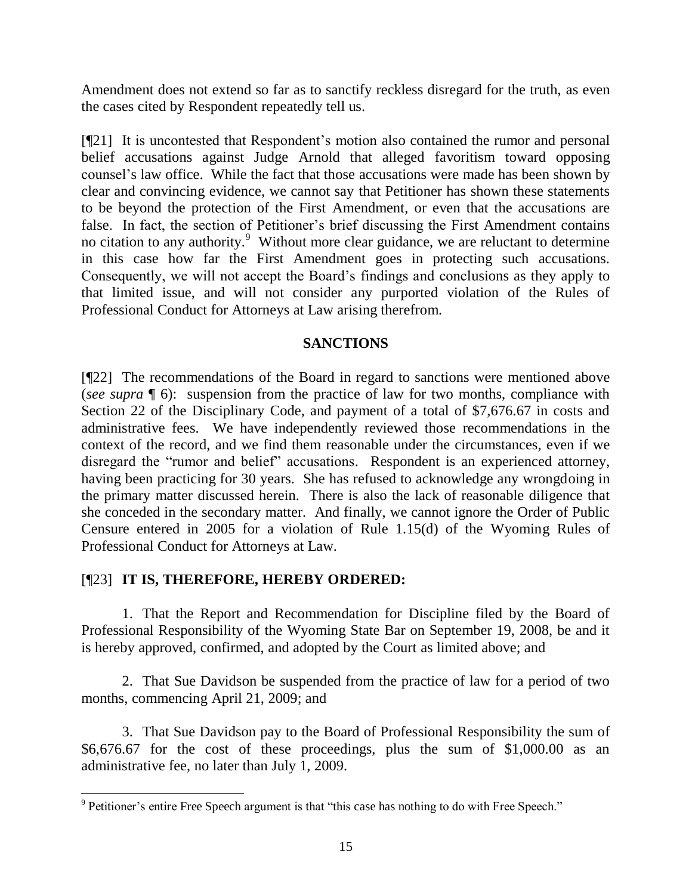Amendment does not extend so far as to sanctify reckless disregard for the truth, as even the cases cited by Respondent repeatedly tell us.

[¶21] It is uncontested that Respondent's motion also contained the rumor and personal belief accusations against Judge Arnold that alleged favoritism toward opposing counsel's law office. While the fact that those accusations were made has been shown by clear and convincing evidence, we cannot say that Petitioner has shown these statements to be beyond the protection of the First Amendment, or even that the accusations are false. In fact, the section of Petitioner's brief discussing the First Amendment contains no citation to any authority.[9] Without more clear guidance, we are reluctant to determine in this case how far the First Amendment goes in protecting such accusations. Consequently, we will not accept the Board's findings and conclusions as they apply to that limited issue, and will not consider any purported violation of the Rules of Professional Conduct for Attorneys at Law arising therefrom.

## SANCTIONS

[¶22] The recommendations of the Board in regard to sanctions were mentioned above (*see supra* ¶ 6): suspension from the practice of law for two months, compliance with Section 22 of the Disciplinary Code, and payment of a total of $7,676.67 in costs and administrative fees. We have independently reviewed those recommendations in the context of the record, and we find them reasonable under the circumstances, even if we disregard the "rumor and belief" accusations. Respondent is an experienced attorney, having been practicing for 30 years. She has refused to acknowledge any wrongdoing in the primary matter discussed herein. There is also the lack of reasonable diligence that she conceded in the secondary matter. And finally, we cannot ignore the Order of Public Censure entered in 2005 for a violation of Rule 1.15(d) of the Wyoming Rules of Professional Conduct for Attorneys at Law.

[¶23] **IT IS, THEREFORE, HEREBY ORDERED:**

1. That the Report and Recommendation for Discipline filed by the Board of Professional Responsibility of the Wyoming State Bar on September 19, 2008, be and it is hereby approved, confirmed, and adopted by the Court as limited above; and

2. That Sue Davidson be suspended from the practice of law for a period of two months, commencing April 21, 2009; and

3. That Sue Davidson pay to the Board of Professional Responsibility the sum of $6,676.67 for the cost of these proceedings, plus the sum of $1,000.00 as an administrative fee, no later than July 1, 2009.

---

[9] Petitioner's entire Free Speech argument is that "this case has nothing to do with Free Speech."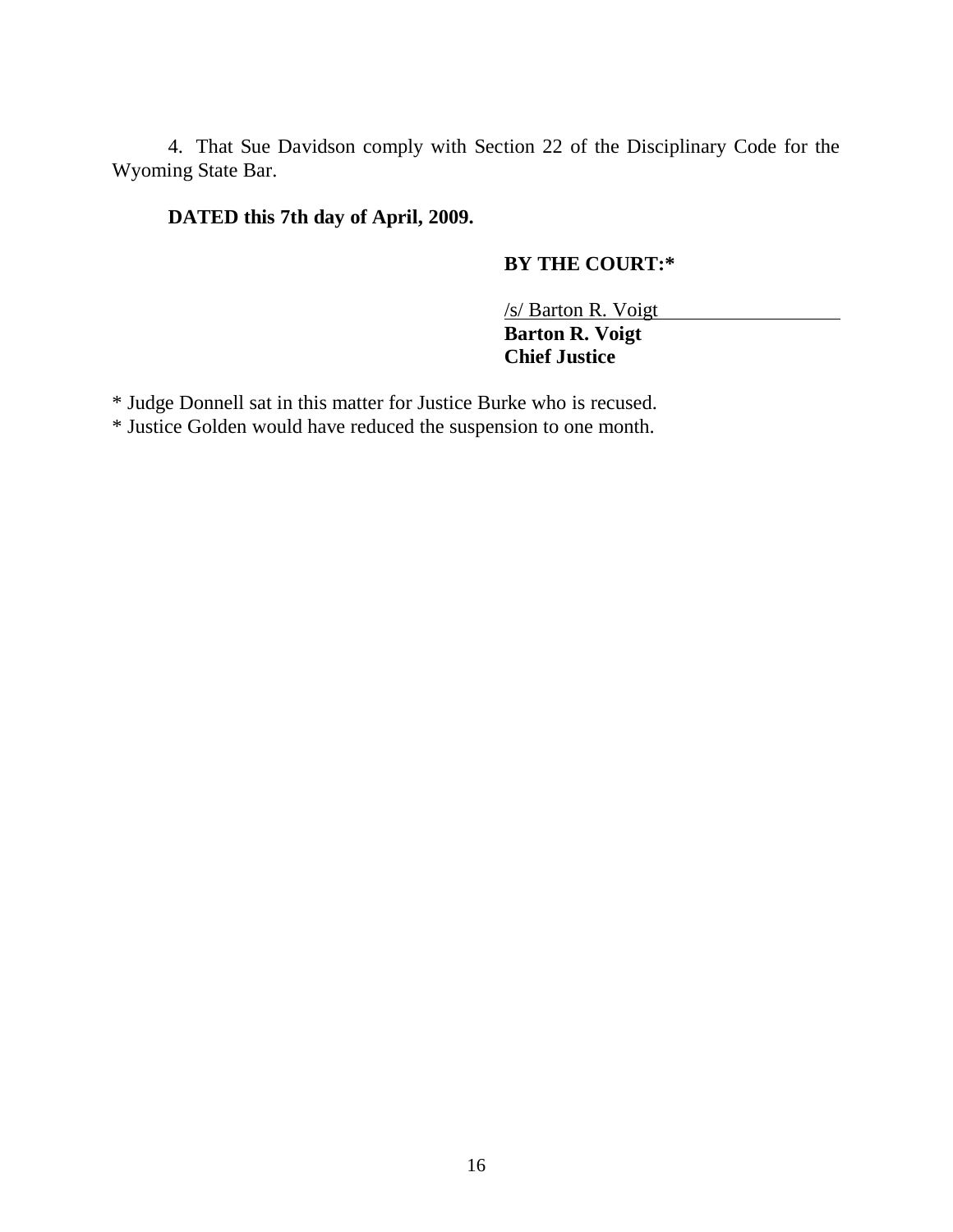4. That Sue Davidson comply with Section 22 of the Disciplinary Code for the Wyoming State Bar.

**DATED this 7th day of April, 2009.**

**BY THE COURT:***

/s/ Barton R. Voigt
**Barton R. Voigt**
**Chief Justice**

* Judge Donnell sat in this matter for Justice Burke who is recused.
* Justice Golden would have reduced the suspension to one month.